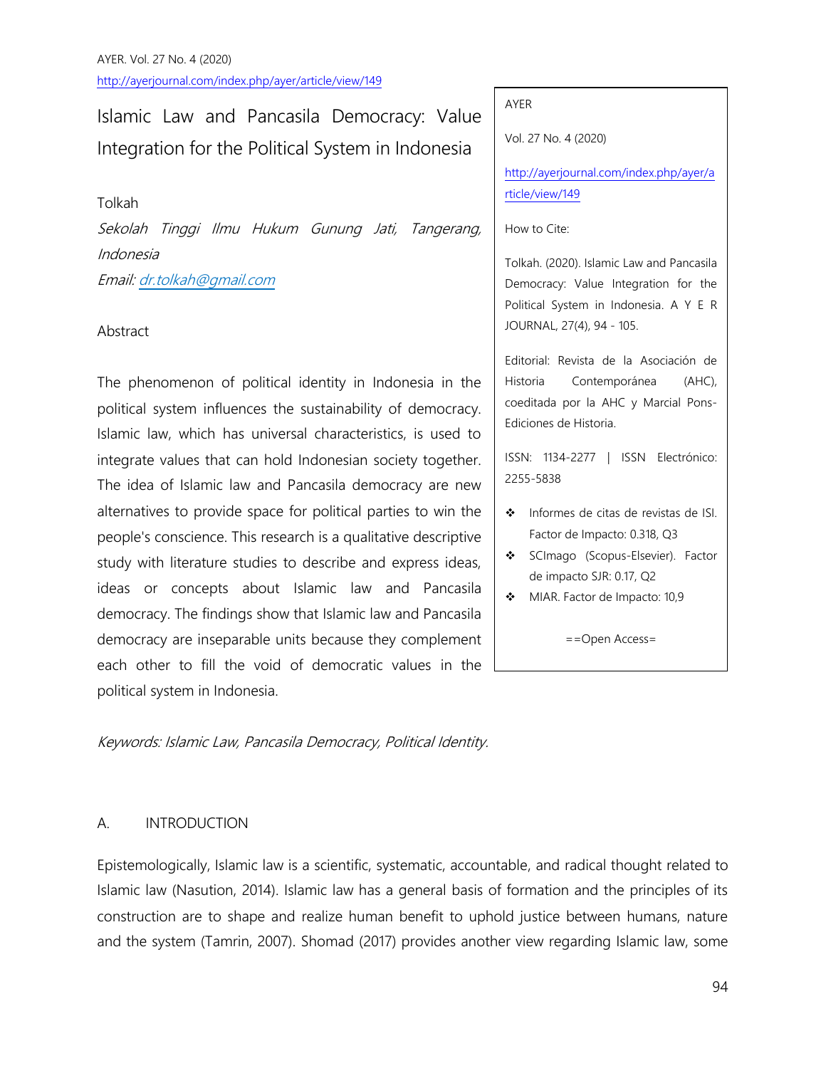# Islamic Law and Pancasila Democracy: Value Integration for the Political System in Indonesia

Tolkah

*Sekolah Tinggi Ilmu Hukum Gunung Jati, Tangerang, Indonesia*

*Email: dr.tolkah@gmail.com*

AYER

Vol. 27 No. 4 (2020)

http://ayerjournal.com/index.php/ayer/article/view/149

How to Cite:

Tolkah. (2020). Islamic Law and Pancasila Democracy: Value Integration for the Political System in Indonesia. A Y E R JOURNAL, 27(4), 94 - 105.

Editorial: Revista de la Asociación de Historia Contemporánea (AHC), coeditada por la AHC y Marcial Pons-Ediciones de Historia.

ISSN: 1134-2277 | ISSN Electrónico: 2255-5838

- Informes de citas de revistas de ISI. Factor de Impacto: 0.318, Q3
- SCImago (Scopus-Elsevier). Factor de impacto SJR: 0.17, Q2
- MIAR. Factor de Impacto: 10,9

==Open Access=

## Abstract

The phenomenon of political identity in Indonesia in the political system influences the sustainability of democracy. Islamic law, which has universal characteristics, is used to integrate values that can hold Indonesian society together. The idea of Islamic law and Pancasila democracy are new alternatives to provide space for political parties to win the people's conscience. This research is a qualitative descriptive study with literature studies to describe and express ideas, ideas or concepts about Islamic law and Pancasila democracy. The findings show that Islamic law and Pancasila democracy are inseparable units because they complement each other to fill the void of democratic values in the political system in Indonesia.

*Keywords: Islamic Law, Pancasila Democracy, Political Identity.*

## A. INTRODUCTION

Epistemologically, Islamic law is a scientific, systematic, accountable, and radical thought related to Islamic law (Nasution, 2014). Islamic law has a general basis of formation and the principles of its construction are to shape and realize human benefit to uphold justice between humans, nature and the system (Tamrin, 2007). Shomad (2017) provides another view regarding Islamic law, some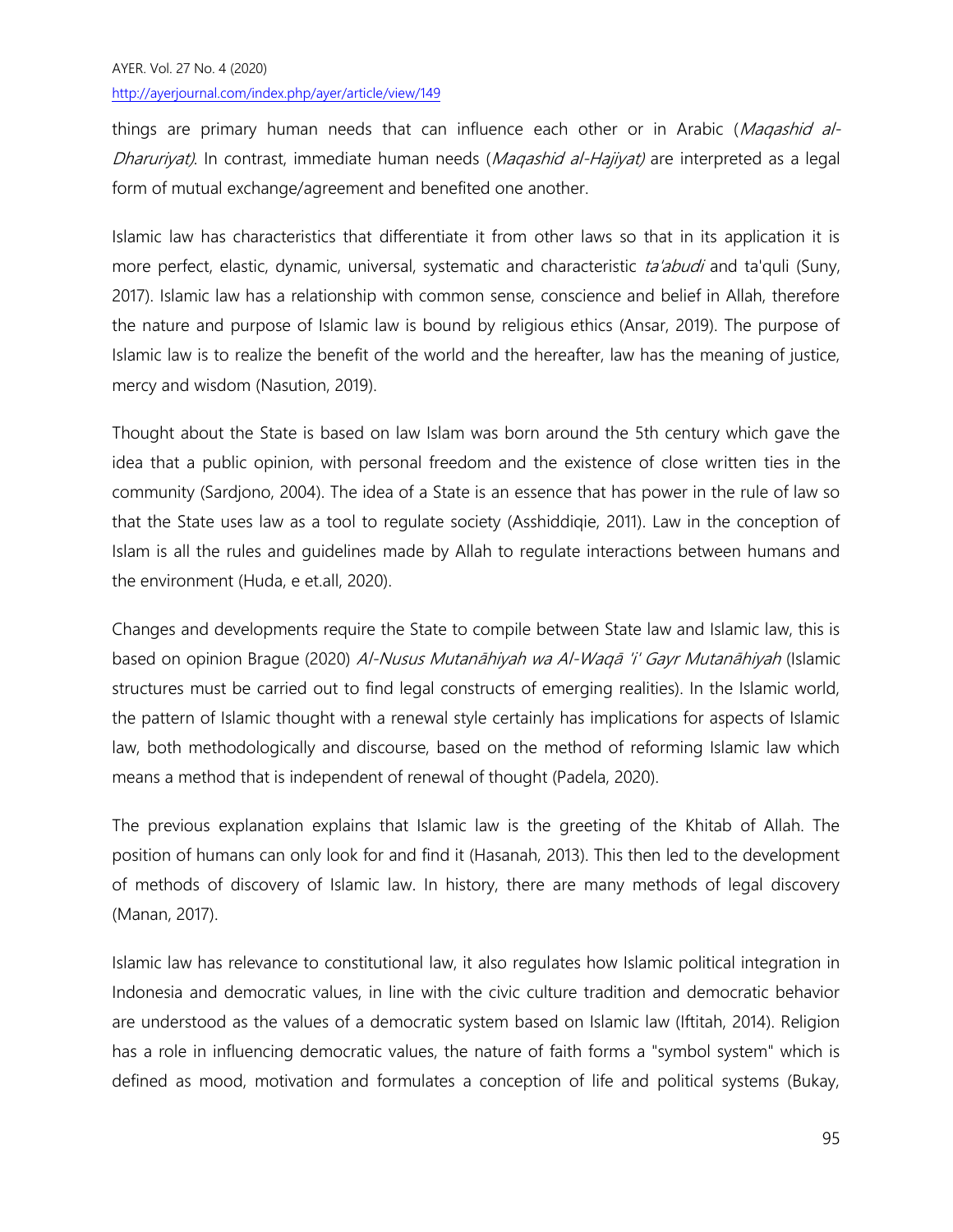things are primary human needs that can influence each other or in Arabic (*Maqashid al-Dharuriyat)*. In contrast, immediate human needs (*Maqashid al-Hajiyat)* are interpreted as a legal form of mutual exchange/agreement and benefited one another.

Islamic law has characteristics that differentiate it from other laws so that in its application it is more perfect, elastic, dynamic, universal, systematic and characteristic *ta'abudi* and ta'quli (Suny, 2017). Islamic law has a relationship with common sense, conscience and belief in Allah, therefore the nature and purpose of Islamic law is bound by religious ethics (Ansar, 2019). The purpose of Islamic law is to realize the benefit of the world and the hereafter, law has the meaning of justice, mercy and wisdom (Nasution, 2019).

Thought about the State is based on law Islam was born around the 5th century which gave the idea that a public opinion, with personal freedom and the existence of close written ties in the community (Sardjono, 2004). The idea of a State is an essence that has power in the rule of law so that the State uses law as a tool to regulate society (Asshiddiqie, 2011). Law in the conception of Islam is all the rules and guidelines made by Allah to regulate interactions between humans and the environment (Huda, e et.all, 2020).

Changes and developments require the State to compile between State law and Islamic law, this is based on opinion Brague (2020) *Al-Nusus Mutanāhiyah wa Al-Waqā 'i' Gayr Mutanāhiyah* (Islamic structures must be carried out to find legal constructs of emerging realities). In the Islamic world, the pattern of Islamic thought with a renewal style certainly has implications for aspects of Islamic law, both methodologically and discourse, based on the method of reforming Islamic law which means a method that is independent of renewal of thought (Padela, 2020).

The previous explanation explains that Islamic law is the greeting of the Khitab of Allah. The position of humans can only look for and find it (Hasanah, 2013). This then led to the development of methods of discovery of Islamic law. In history, there are many methods of legal discovery (Manan, 2017).

Islamic law has relevance to constitutional law, it also regulates how Islamic political integration in Indonesia and democratic values, in line with the civic culture tradition and democratic behavior are understood as the values of a democratic system based on Islamic law (Iftitah, 2014). Religion has a role in influencing democratic values, the nature of faith forms a "symbol system" which is defined as mood, motivation and formulates a conception of life and political systems (Bukay,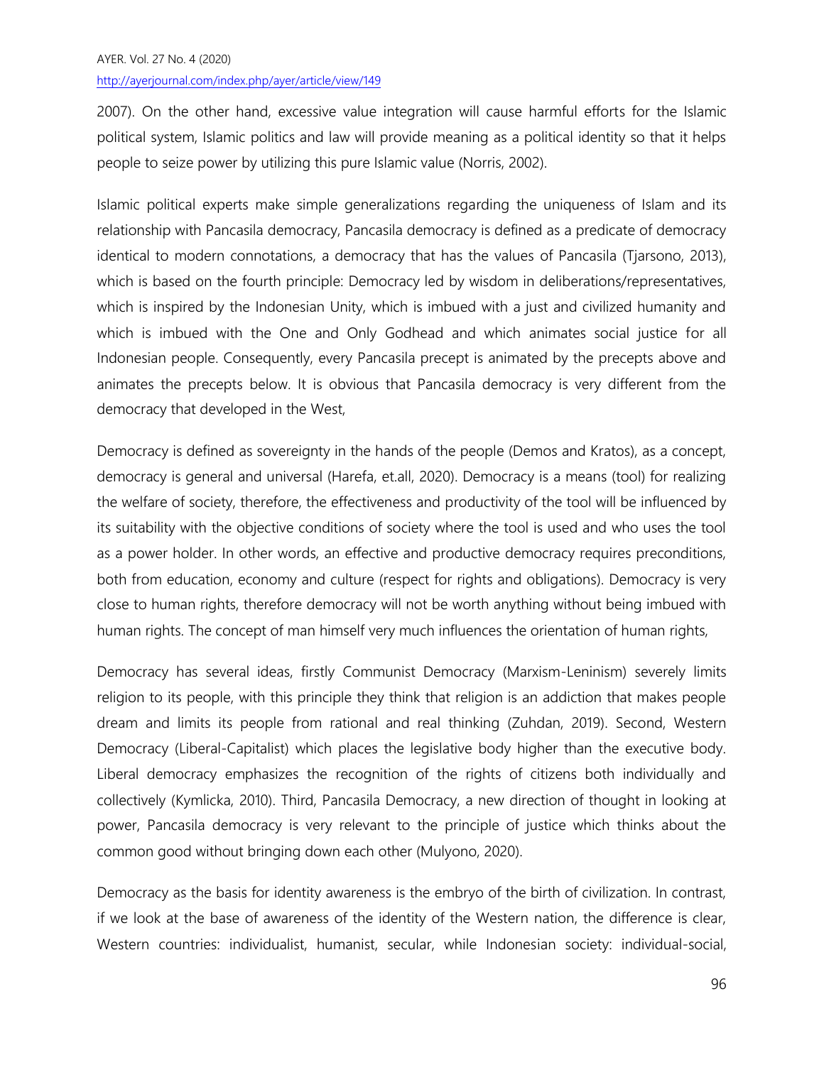2007). On the other hand, excessive value integration will cause harmful efforts for the Islamic political system, Islamic politics and law will provide meaning as a political identity so that it helps people to seize power by utilizing this pure Islamic value (Norris, 2002).

Islamic political experts make simple generalizations regarding the uniqueness of Islam and its relationship with Pancasila democracy, Pancasila democracy is defined as a predicate of democracy identical to modern connotations, a democracy that has the values of Pancasila (Tjarsono, 2013), which is based on the fourth principle: Democracy led by wisdom in deliberations/representatives, which is inspired by the Indonesian Unity, which is imbued with a just and civilized humanity and which is imbued with the One and Only Godhead and which animates social justice for all Indonesian people. Consequently, every Pancasila precept is animated by the precepts above and animates the precepts below. It is obvious that Pancasila democracy is very different from the democracy that developed in the West,

Democracy is defined as sovereignty in the hands of the people (Demos and Kratos), as a concept, democracy is general and universal (Harefa, et.all, 2020). Democracy is a means (tool) for realizing the welfare of society, therefore, the effectiveness and productivity of the tool will be influenced by its suitability with the objective conditions of society where the tool is used and who uses the tool as a power holder. In other words, an effective and productive democracy requires preconditions, both from education, economy and culture (respect for rights and obligations). Democracy is very close to human rights, therefore democracy will not be worth anything without being imbued with human rights. The concept of man himself very much influences the orientation of human rights,

Democracy has several ideas, firstly Communist Democracy (Marxism-Leninism) severely limits religion to its people, with this principle they think that religion is an addiction that makes people dream and limits its people from rational and real thinking (Zuhdan, 2019). Second, Western Democracy (Liberal-Capitalist) which places the legislative body higher than the executive body. Liberal democracy emphasizes the recognition of the rights of citizens both individually and collectively (Kymlicka, 2010). Third, Pancasila Democracy, a new direction of thought in looking at power, Pancasila democracy is very relevant to the principle of justice which thinks about the common good without bringing down each other (Mulyono, 2020).

Democracy as the basis for identity awareness is the embryo of the birth of civilization. In contrast, if we look at the base of awareness of the identity of the Western nation, the difference is clear, Western countries: individualist, humanist, secular, while Indonesian society: individual-social,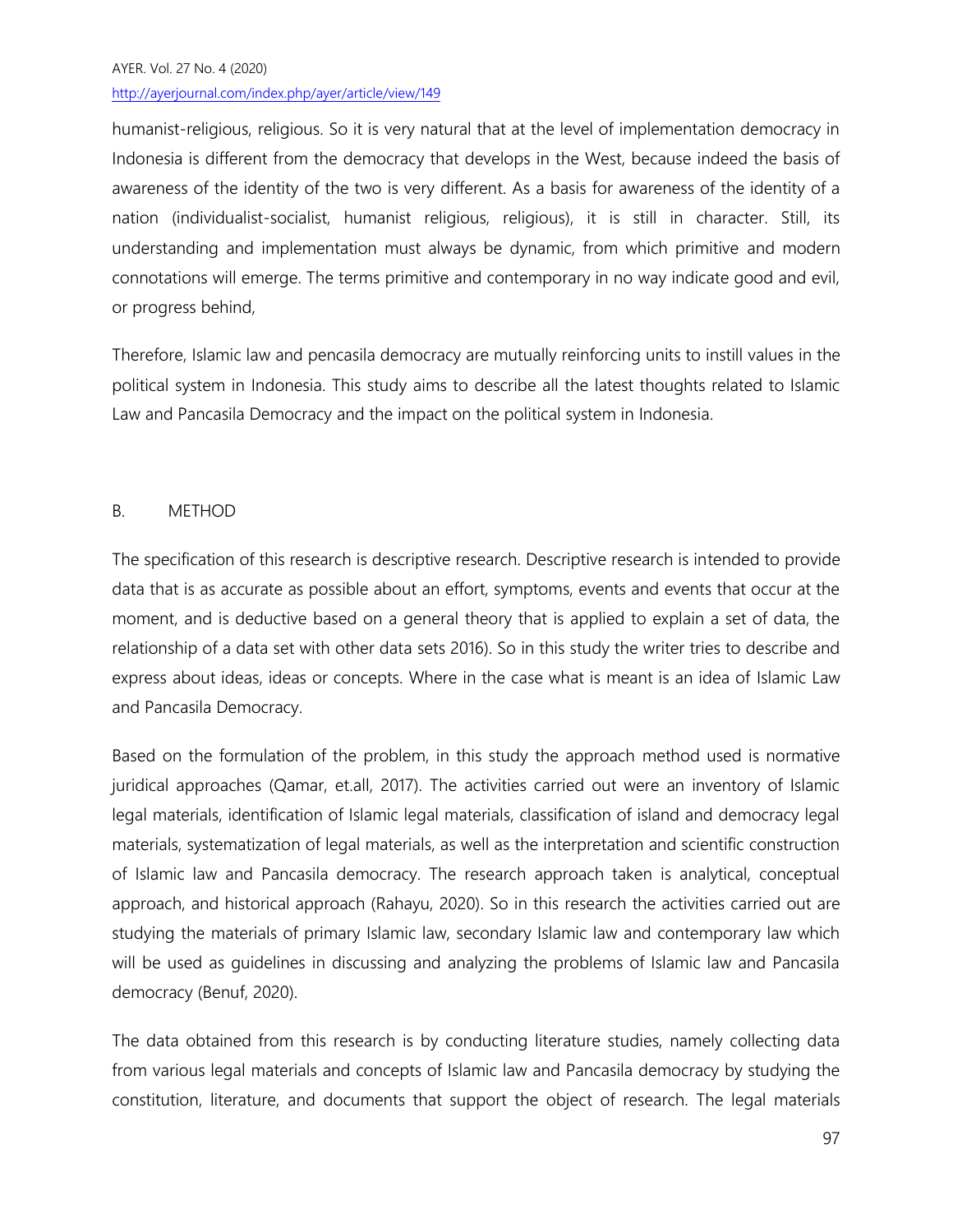humanist-religious, religious. So it is very natural that at the level of implementation democracy in Indonesia is different from the democracy that develops in the West, because indeed the basis of awareness of the identity of the two is very different. As a basis for awareness of the identity of a nation (individualist-socialist, humanist religious, religious), it is still in character. Still, its understanding and implementation must always be dynamic, from which primitive and modern connotations will emerge. The terms primitive and contemporary in no way indicate good and evil, or progress behind,

Therefore, Islamic law and pencasila democracy are mutually reinforcing units to instill values in the political system in Indonesia. This study aims to describe all the latest thoughts related to Islamic Law and Pancasila Democracy and the impact on the political system in Indonesia.

## B. METHOD

The specification of this research is descriptive research. Descriptive research is intended to provide data that is as accurate as possible about an effort, symptoms, events and events that occur at the moment, and is deductive based on a general theory that is applied to explain a set of data, the relationship of a data set with other data sets 2016). So in this study the writer tries to describe and express about ideas, ideas or concepts. Where in the case what is meant is an idea of Islamic Law and Pancasila Democracy.

Based on the formulation of the problem, in this study the approach method used is normative juridical approaches (Qamar, et.all, 2017). The activities carried out were an inventory of Islamic legal materials, identification of Islamic legal materials, classification of island and democracy legal materials, systematization of legal materials, as well as the interpretation and scientific construction of Islamic law and Pancasila democracy. The research approach taken is analytical, conceptual approach, and historical approach (Rahayu, 2020). So in this research the activities carried out are studying the materials of primary Islamic law, secondary Islamic law and contemporary law which will be used as guidelines in discussing and analyzing the problems of Islamic law and Pancasila democracy (Benuf, 2020).

The data obtained from this research is by conducting literature studies, namely collecting data from various legal materials and concepts of Islamic law and Pancasila democracy by studying the constitution, literature, and documents that support the object of research. The legal materials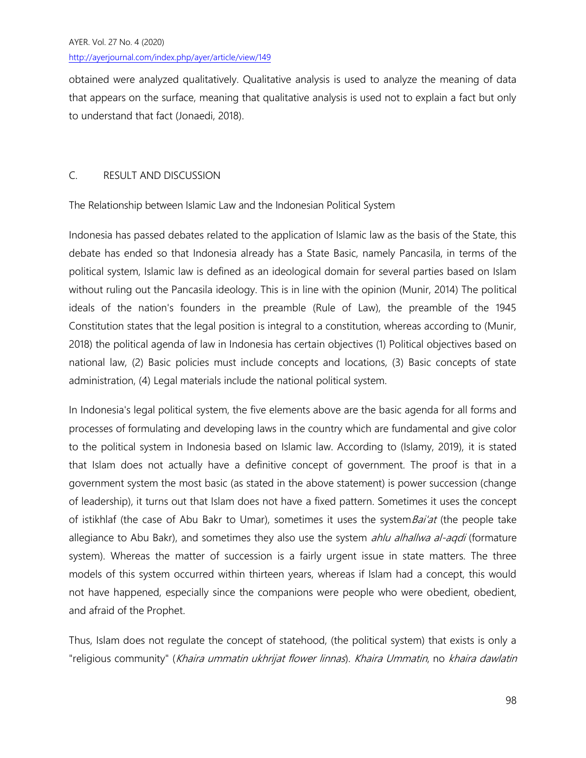obtained were analyzed qualitatively. Qualitative analysis is used to analyze the meaning of data that appears on the surface, meaning that qualitative analysis is used not to explain a fact but only to understand that fact (Jonaedi, 2018).

## C. RESULT AND DISCUSSION

### The Relationship between Islamic Law and the Indonesian Political System

Indonesia has passed debates related to the application of Islamic law as the basis of the State, this debate has ended so that Indonesia already has a State Basic, namely Pancasila, in terms of the political system, Islamic law is defined as an ideological domain for several parties based on Islam without ruling out the Pancasila ideology. This is in line with the opinion (Munir, 2014) The political ideals of the nation's founders in the preamble (Rule of Law), the preamble of the 1945 Constitution states that the legal position is integral to a constitution, whereas according to (Munir, 2018) the political agenda of law in Indonesia has certain objectives (1) Political objectives based on national law, (2) Basic policies must include concepts and locations, (3) Basic concepts of state administration, (4) Legal materials include the national political system.

In Indonesia's legal political system, the five elements above are the basic agenda for all forms and processes of formulating and developing laws in the country which are fundamental and give color to the political system in Indonesia based on Islamic law. According to (Islamy, 2019), it is stated that Islam does not actually have a definitive concept of government. The proof is that in a government system the most basic (as stated in the above statement) is power succession (change of leadership), it turns out that Islam does not have a fixed pattern. Sometimes it uses the concept of istikhlaf (the case of Abu Bakr to Umar), sometimes it uses the system *Bai'at* (the people take allegiance to Abu Bakr), and sometimes they also use the system *ahlu alhallwa al-aqdi* (formature system). Whereas the matter of succession is a fairly urgent issue in state matters. The three models of this system occurred within thirteen years, whereas if Islam had a concept, this would not have happened, especially since the companions were people who were obedient, obedient, and afraid of the Prophet.

Thus, Islam does not regulate the concept of statehood, (the political system) that exists is only a "religious community" (*Khaira ummatin ukhrijat flower linnas*). *Khaira Ummatin*, no *khaira dawlatin*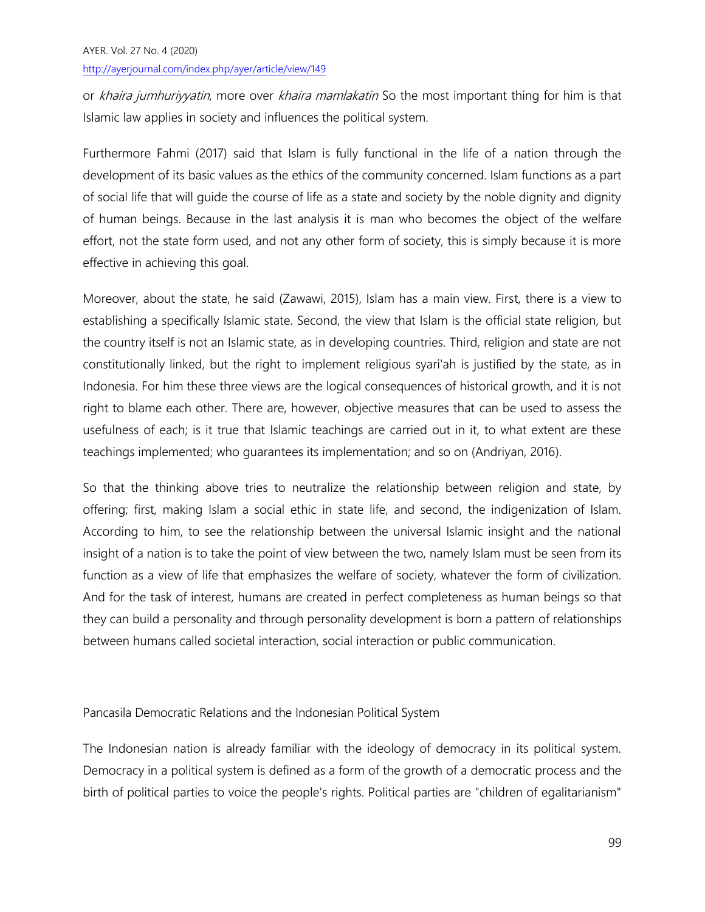or *khaira jumhuriyyatin*, more over *khaira mamlakatin* So the most important thing for him is that Islamic law applies in society and influences the political system.

Furthermore Fahmi (2017) said that Islam is fully functional in the life of a nation through the development of its basic values as the ethics of the community concerned. Islam functions as a part of social life that will guide the course of life as a state and society by the noble dignity and dignity of human beings. Because in the last analysis it is man who becomes the object of the welfare effort, not the state form used, and not any other form of society, this is simply because it is more effective in achieving this goal.

Moreover, about the state, he said (Zawawi, 2015), Islam has a main view. First, there is a view to establishing a specifically Islamic state. Second, the view that Islam is the official state religion, but the country itself is not an Islamic state, as in developing countries. Third, religion and state are not constitutionally linked, but the right to implement religious syari'ah is justified by the state, as in Indonesia. For him these three views are the logical consequences of historical growth, and it is not right to blame each other. There are, however, objective measures that can be used to assess the usefulness of each; is it true that Islamic teachings are carried out in it, to what extent are these teachings implemented; who guarantees its implementation; and so on (Andriyan, 2016).

So that the thinking above tries to neutralize the relationship between religion and state, by offering; first, making Islam a social ethic in state life, and second, the indigenization of Islam. According to him, to see the relationship between the universal Islamic insight and the national insight of a nation is to take the point of view between the two, namely Islam must be seen from its function as a view of life that emphasizes the welfare of society, whatever the form of civilization. And for the task of interest, humans are created in perfect completeness as human beings so that they can build a personality and through personality development is born a pattern of relationships between humans called societal interaction, social interaction or public communication.

## Pancasila Democratic Relations and the Indonesian Political System

The Indonesian nation is already familiar with the ideology of democracy in its political system. Democracy in a political system is defined as a form of the growth of a democratic process and the birth of political parties to voice the people's rights. Political parties are "children of egalitarianism"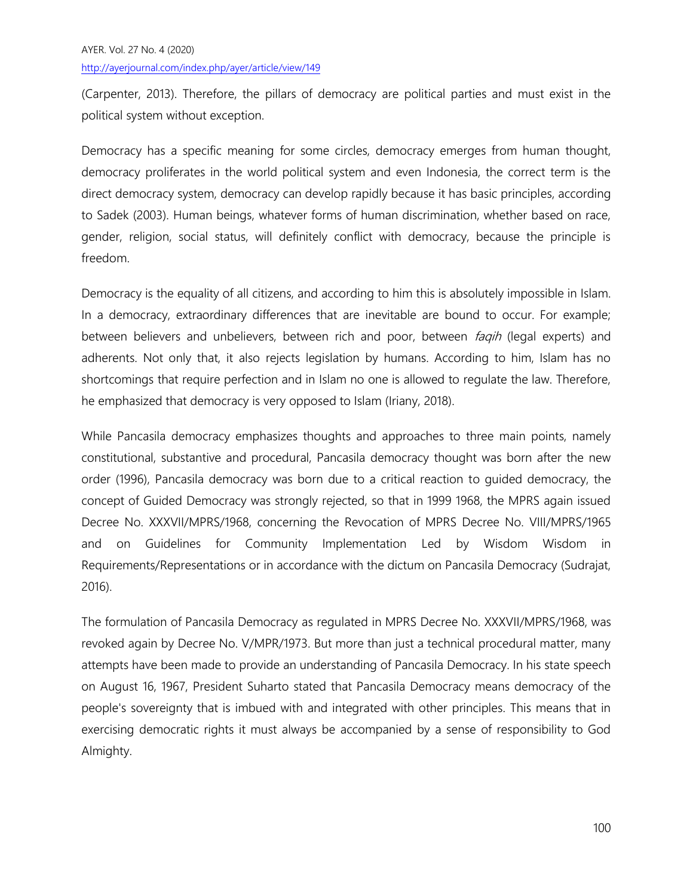(Carpenter, 2013). Therefore, the pillars of democracy are political parties and must exist in the political system without exception.

Democracy has a specific meaning for some circles, democracy emerges from human thought, democracy proliferates in the world political system and even Indonesia, the correct term is the direct democracy system, democracy can develop rapidly because it has basic principles, according to Sadek (2003). Human beings, whatever forms of human discrimination, whether based on race, gender, religion, social status, will definitely conflict with democracy, because the principle is freedom.

Democracy is the equality of all citizens, and according to him this is absolutely impossible in Islam. In a democracy, extraordinary differences that are inevitable are bound to occur. For example; between believers and unbelievers, between rich and poor, between *faqih* (legal experts) and adherents. Not only that, it also rejects legislation by humans. According to him, Islam has no shortcomings that require perfection and in Islam no one is allowed to regulate the law. Therefore, he emphasized that democracy is very opposed to Islam (Iriany, 2018).

While Pancasila democracy emphasizes thoughts and approaches to three main points, namely constitutional, substantive and procedural, Pancasila democracy thought was born after the new order (1996), Pancasila democracy was born due to a critical reaction to guided democracy, the concept of Guided Democracy was strongly rejected, so that in 1999 1968, the MPRS again issued Decree No. XXXVII/MPRS/1968, concerning the Revocation of MPRS Decree No. VIII/MPRS/1965 and on Guidelines for Community Implementation Led by Wisdom Wisdom in Requirements/Representations or in accordance with the dictum on Pancasila Democracy (Sudrajat, 2016).

The formulation of Pancasila Democracy as regulated in MPRS Decree No. XXXVII/MPRS/1968, was revoked again by Decree No. V/MPR/1973. But more than just a technical procedural matter, many attempts have been made to provide an understanding of Pancasila Democracy. In his state speech on August 16, 1967, President Suharto stated that Pancasila Democracy means democracy of the people's sovereignty that is imbued with and integrated with other principles. This means that in exercising democratic rights it must always be accompanied by a sense of responsibility to God Almighty.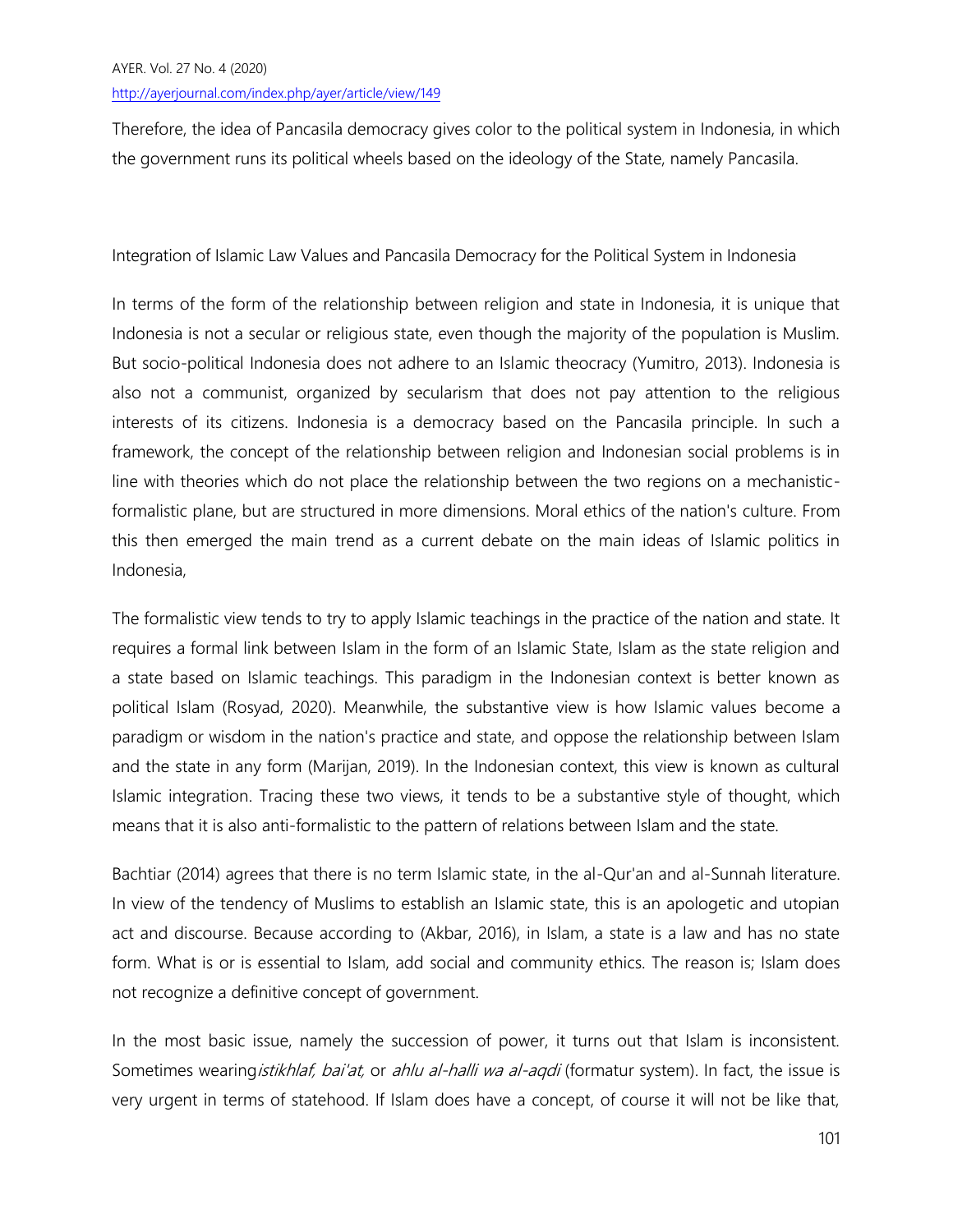Therefore, the idea of Pancasila democracy gives color to the political system in Indonesia, in which the government runs its political wheels based on the ideology of the State, namely Pancasila.

## Integration of Islamic Law Values and Pancasila Democracy for the Political System in Indonesia

In terms of the form of the relationship between religion and state in Indonesia, it is unique that Indonesia is not a secular or religious state, even though the majority of the population is Muslim. But socio-political Indonesia does not adhere to an Islamic theocracy (Yumitro, 2013). Indonesia is also not a communist, organized by secularism that does not pay attention to the religious interests of its citizens. Indonesia is a democracy based on the Pancasila principle. In such a framework, the concept of the relationship between religion and Indonesian social problems is in line with theories which do not place the relationship between the two regions on a mechanistic-formalistic plane, but are structured in more dimensions. Moral ethics of the nation's culture. From this then emerged the main trend as a current debate on the main ideas of Islamic politics in Indonesia,

The formalistic view tends to try to apply Islamic teachings in the practice of the nation and state. It requires a formal link between Islam in the form of an Islamic State, Islam as the state religion and a state based on Islamic teachings. This paradigm in the Indonesian context is better known as political Islam (Rosyad, 2020). Meanwhile, the substantive view is how Islamic values become a paradigm or wisdom in the nation's practice and state, and oppose the relationship between Islam and the state in any form (Marijan, 2019). In the Indonesian context, this view is known as cultural Islamic integration. Tracing these two views, it tends to be a substantive style of thought, which means that it is also anti-formalistic to the pattern of relations between Islam and the state.

Bachtiar (2014) agrees that there is no term Islamic state, in the al-Qur'an and al-Sunnah literature. In view of the tendency of Muslims to establish an Islamic state, this is an apologetic and utopian act and discourse. Because according to (Akbar, 2016), in Islam, a state is a law and has no state form. What is or is essential to Islam, add social and community ethics. The reason is; Islam does not recognize a definitive concept of government.

In the most basic issue, namely the succession of power, it turns out that Islam is inconsistent. Sometimes wearing*istikhlaf, bai'at,* or *ahlu al-halli wa al-aqdi* (formatur system). In fact, the issue is very urgent in terms of statehood. If Islam does have a concept, of course it will not be like that,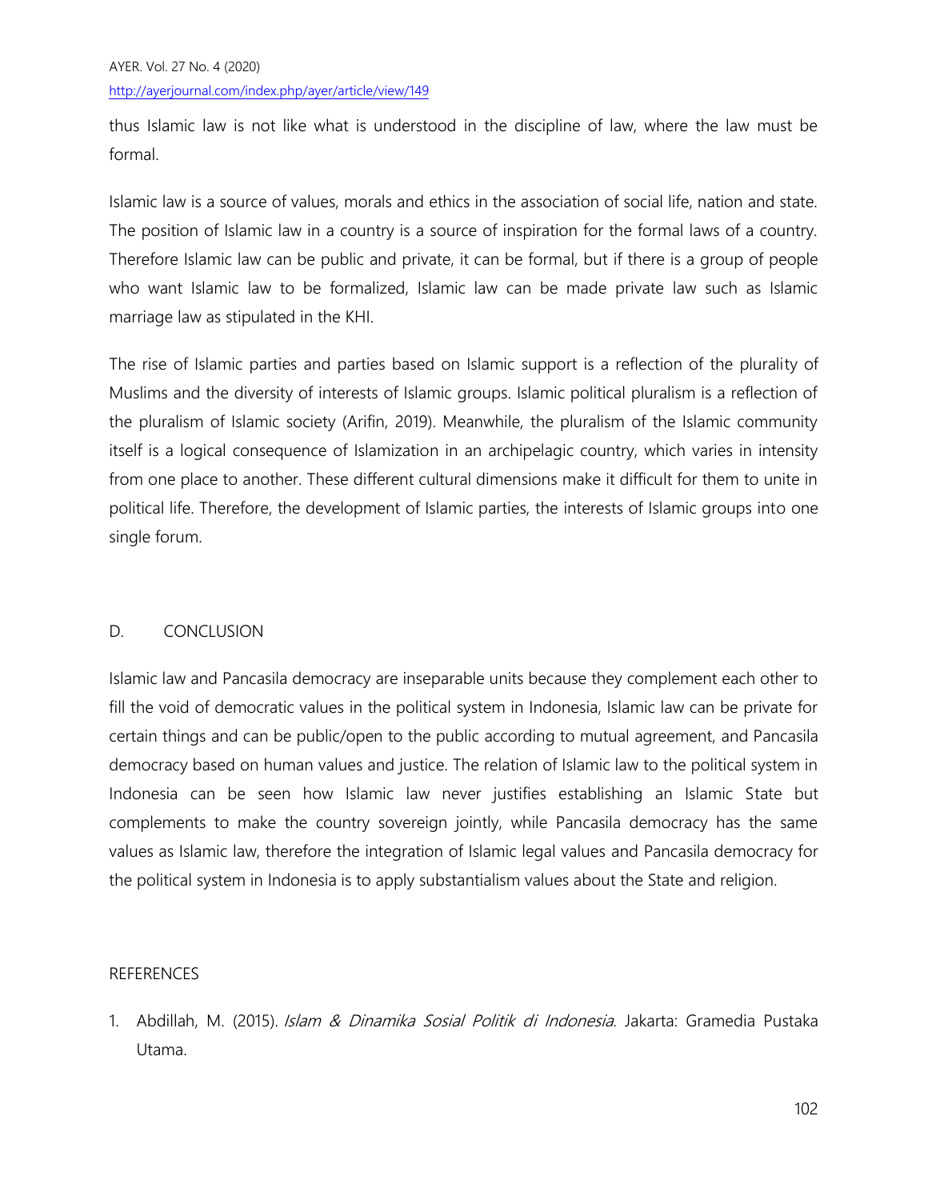thus Islamic law is not like what is understood in the discipline of law, where the law must be formal.

Islamic law is a source of values, morals and ethics in the association of social life, nation and state. The position of Islamic law in a country is a source of inspiration for the formal laws of a country. Therefore Islamic law can be public and private, it can be formal, but if there is a group of people who want Islamic law to be formalized, Islamic law can be made private law such as Islamic marriage law as stipulated in the KHI.

The rise of Islamic parties and parties based on Islamic support is a reflection of the plurality of Muslims and the diversity of interests of Islamic groups. Islamic political pluralism is a reflection of the pluralism of Islamic society (Arifin, 2019). Meanwhile, the pluralism of the Islamic community itself is a logical consequence of Islamization in an archipelagic country, which varies in intensity from one place to another. These different cultural dimensions make it difficult for them to unite in political life. Therefore, the development of Islamic parties, the interests of Islamic groups into one single forum.

## D. CONCLUSION

Islamic law and Pancasila democracy are inseparable units because they complement each other to fill the void of democratic values in the political system in Indonesia, Islamic law can be private for certain things and can be public/open to the public according to mutual agreement, and Pancasila democracy based on human values and justice. The relation of Islamic law to the political system in Indonesia can be seen how Islamic law never justifies establishing an Islamic State but complements to make the country sovereign jointly, while Pancasila democracy has the same values as Islamic law, therefore the integration of Islamic legal values and Pancasila democracy for the political system in Indonesia is to apply substantialism values about the State and religion.

## REFERENCES

1. Abdillah, M. (2015). *Islam & Dinamika Sosial Politik di Indonesia*. Jakarta: Gramedia Pustaka Utama.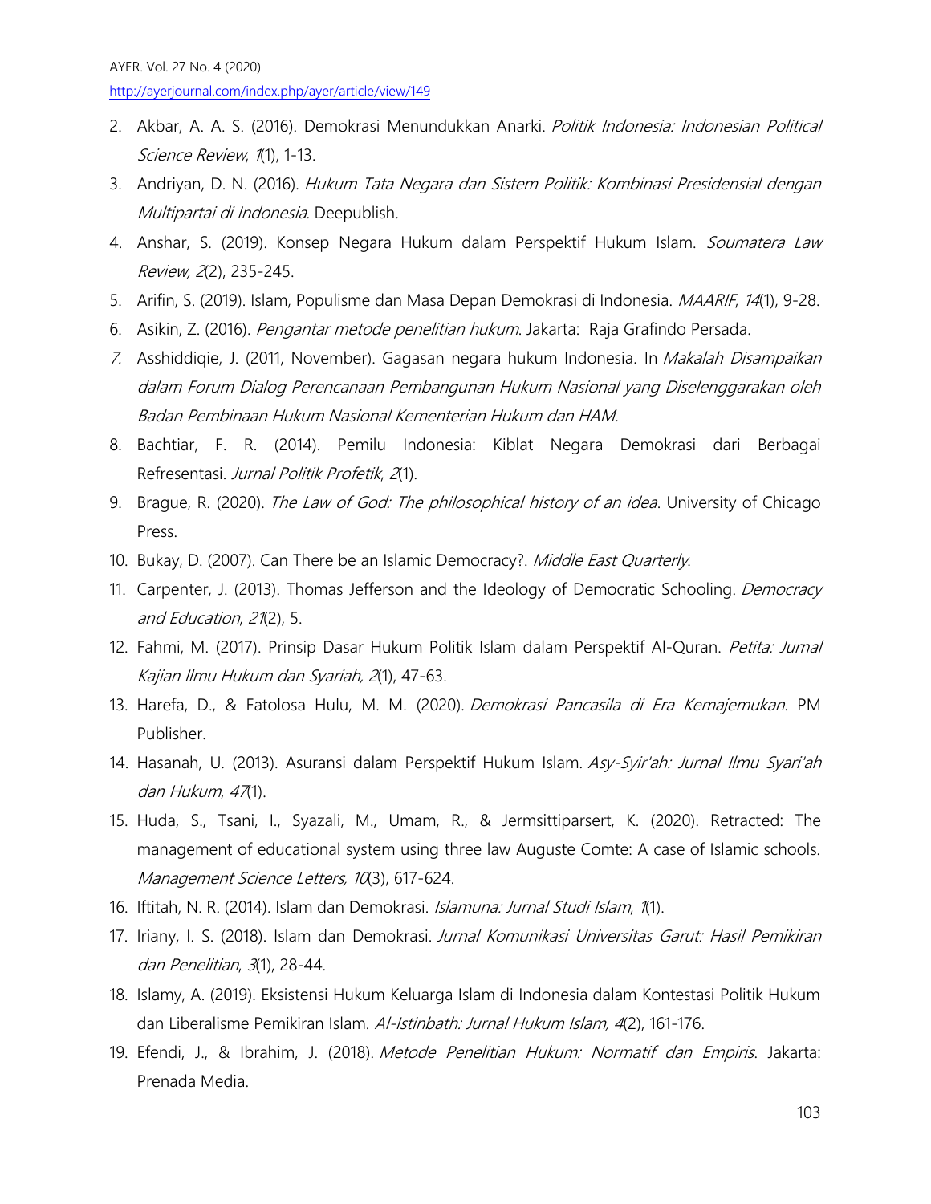2. Akbar, A. A. S. (2016). Demokrasi Menundukkan Anarki. *Politik Indonesia: Indonesian Political Science Review*, *1*(1), 1-13.
3. Andriyan, D. N. (2016). *Hukum Tata Negara dan Sistem Politik: Kombinasi Presidensial dengan Multipartai di Indonesia*. Deepublish.
4. Anshar, S. (2019). Konsep Negara Hukum dalam Perspektif Hukum Islam. *Soumatera Law Review, 2*(2), 235-245.
5. Arifin, S. (2019). Islam, Populisme dan Masa Depan Demokrasi di Indonesia. *MAARIF*, *14*(1), 9-28.
6. Asikin, Z. (2016). *Pengantar metode penelitian hukum*. Jakarta: Raja Grafindo Persada.
7. Asshiddiqie, J. (2011, November). Gagasan negara hukum Indonesia. In *Makalah Disampaikan dalam Forum Dialog Perencanaan Pembangunan Hukum Nasional yang Diselenggarakan oleh Badan Pembinaan Hukum Nasional Kementerian Hukum dan HAM*.
8. Bachtiar, F. R. (2014). Pemilu Indonesia: Kiblat Negara Demokrasi dari Berbagai Refresentasi. *Jurnal Politik Profetik*, *2*(1).
9. Brague, R. (2020). *The Law of God: The philosophical history of an idea*. University of Chicago Press.
10. Bukay, D. (2007). Can There be an Islamic Democracy?. *Middle East Quarterly*.
11. Carpenter, J. (2013). Thomas Jefferson and the Ideology of Democratic Schooling. *Democracy and Education*, *21*(2), 5.
12. Fahmi, M. (2017). Prinsip Dasar Hukum Politik Islam dalam Perspektif Al-Quran. *Petita: Jurnal Kajian Ilmu Hukum dan Syariah, 2*(1), 47-63.
13. Harefa, D., & Fatolosa Hulu, M. M. (2020). *Demokrasi Pancasila di Era Kemajemukan*. PM Publisher.
14. Hasanah, U. (2013). Asuransi dalam Perspektif Hukum Islam. *Asy-Syir'ah: Jurnal Ilmu Syari'ah dan Hukum*, *47*(1).
15. Huda, S., Tsani, I., Syazali, M., Umam, R., & Jermsittiparsert, K. (2020). Retracted: The management of educational system using three law Auguste Comte: A case of Islamic schools. *Management Science Letters, 10*(3), 617-624.
16. Iftitah, N. R. (2014). Islam dan Demokrasi. *Islamuna: Jurnal Studi Islam*, *1*(1).
17. Iriany, I. S. (2018). Islam dan Demokrasi. *Jurnal Komunikasi Universitas Garut: Hasil Pemikiran dan Penelitian*, *3*(1), 28-44.
18. Islamy, A. (2019). Eksistensi Hukum Keluarga Islam di Indonesia dalam Kontestasi Politik Hukum dan Liberalisme Pemikiran Islam. *Al-Istinbath: Jurnal Hukum Islam, 4*(2), 161-176.
19. Efendi, J., & Ibrahim, J. (2018). *Metode Penelitian Hukum: Normatif dan Empiris*. Jakarta: Prenada Media.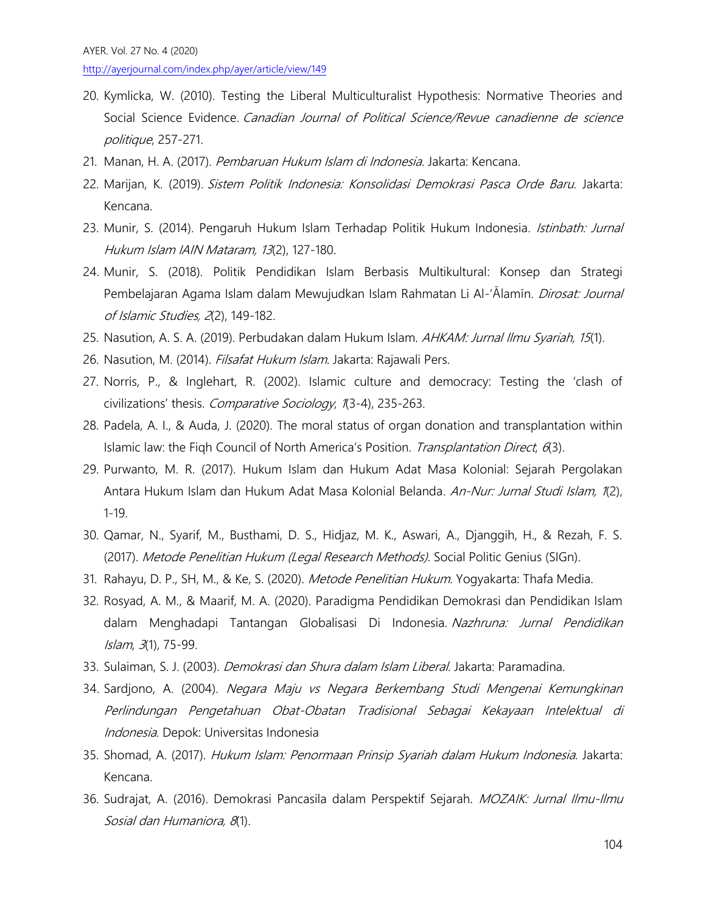20. Kymlicka, W. (2010). Testing the Liberal Multiculturalist Hypothesis: Normative Theories and Social Science Evidence. *Canadian Journal of Political Science/Revue canadienne de science politique*, 257-271.
21. Manan, H. A. (2017). *Pembaruan Hukum Islam di Indonesia*. Jakarta: Kencana.
22. Marijan, K. (2019). *Sistem Politik Indonesia: Konsolidasi Demokrasi Pasca Orde Baru*. Jakarta: Kencana.
23. Munir, S. (2014). Pengaruh Hukum Islam Terhadap Politik Hukum Indonesia. *Istinbath: Jurnal Hukum Islam IAIN Mataram, 13*(2), 127-180.
24. Munir, S. (2018). Politik Pendidikan Islam Berbasis Multikultural: Konsep dan Strategi Pembelajaran Agama Islam dalam Mewujudkan Islam Rahmatan Li Al-'Ālamīn. *Dirosat: Journal of Islamic Studies, 2*(2), 149-182.
25. Nasution, A. S. A. (2019). Perbudakan dalam Hukum Islam. *AHKAM: Jurnal Ilmu Syariah, 15*(1).
26. Nasution, M. (2014). *Filsafat Hukum Islam*. Jakarta: Rajawali Pers.
27. Norris, P., & Inglehart, R. (2002). Islamic culture and democracy: Testing the 'clash of civilizations' thesis. *Comparative Sociology*, *1*(3-4), 235-263.
28. Padela, A. I., & Auda, J. (2020). The moral status of organ donation and transplantation within Islamic law: the Fiqh Council of North America's Position. *Transplantation Direct*, *6*(3).
29. Purwanto, M. R. (2017). Hukum Islam dan Hukum Adat Masa Kolonial: Sejarah Pergolakan Antara Hukum Islam dan Hukum Adat Masa Kolonial Belanda. *An-Nur: Jurnal Studi Islam, 1*(2), 1-19.
30. Qamar, N., Syarif, M., Busthami, D. S., Hidjaz, M. K., Aswari, A., Djanggih, H., & Rezah, F. S. (2017). *Metode Penelitian Hukum (Legal Research Methods)*. Social Politic Genius (SIGn).
31. Rahayu, D. P., SH, M., & Ke, S. (2020). *Metode Penelitian Hukum*. Yogyakarta: Thafa Media.
32. Rosyad, A. M., & Maarif, M. A. (2020). Paradigma Pendidikan Demokrasi dan Pendidikan Islam dalam Menghadapi Tantangan Globalisasi Di Indonesia. *Nazhruna: Jurnal Pendidikan Islam*, *3*(1), 75-99.
33. Sulaiman, S. J. (2003). *Demokrasi dan Shura dalam Islam Liberal*. Jakarta: Paramadina.
34. Sardjono, A. (2004). *Negara Maju vs Negara Berkembang Studi Mengenai Kemungkinan Perlindungan Pengetahuan Obat-Obatan Tradisional Sebagai Kekayaan Intelektual di Indonesia*. Depok: Universitas Indonesia
35. Shomad, A. (2017). *Hukum Islam: Penormaan Prinsip Syariah dalam Hukum Indonesia*. Jakarta: Kencana.
36. Sudrajat, A. (2016). Demokrasi Pancasila dalam Perspektif Sejarah. *MOZAIK: Jurnal Ilmu-Ilmu Sosial dan Humaniora, 8*(1).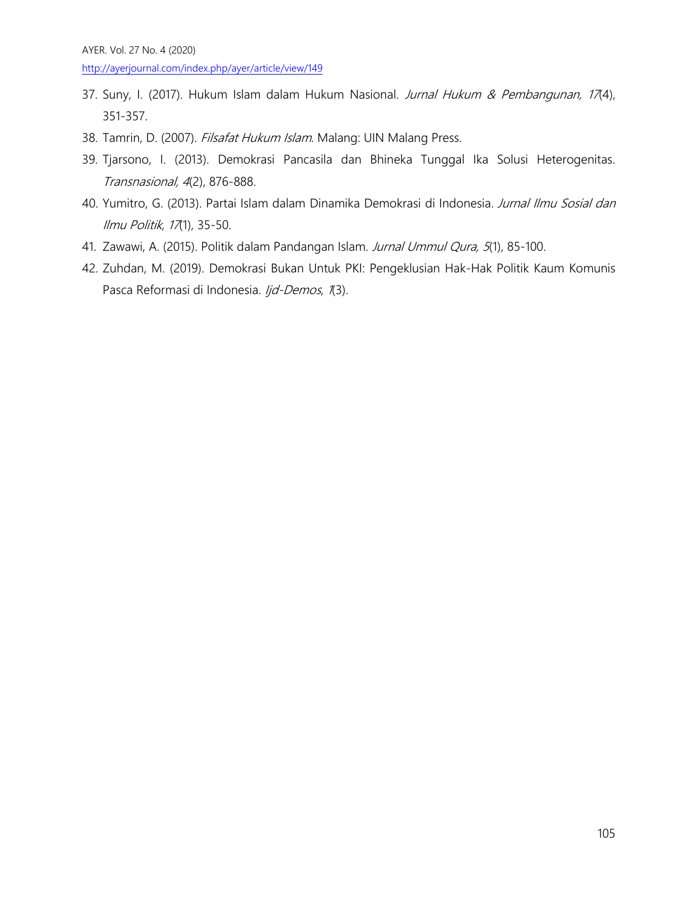37. Suny, I. (2017). Hukum Islam dalam Hukum Nasional. *Jurnal Hukum & Pembangunan, 17*(4), 351-357.
38. Tamrin, D. (2007). *Filsafat Hukum Islam*. Malang: UIN Malang Press.
39. Tjarsono, I. (2013). Demokrasi Pancasila dan Bhineka Tunggal Ika Solusi Heterogenitas. *Transnasional, 4*(2), 876-888.
40. Yumitro, G. (2013). Partai Islam dalam Dinamika Demokrasi di Indonesia. *Jurnal Ilmu Sosial dan Ilmu Politik*, *17*(1), 35-50.
41. Zawawi, A. (2015). Politik dalam Pandangan Islam. *Jurnal Ummul Qura, 5*(1), 85-100.
42. Zuhdan, M. (2019). Demokrasi Bukan Untuk PKI: Pengeklusian Hak-Hak Politik Kaum Komunis Pasca Reformasi di Indonesia. *Ijd-Demos*, *1*(3).